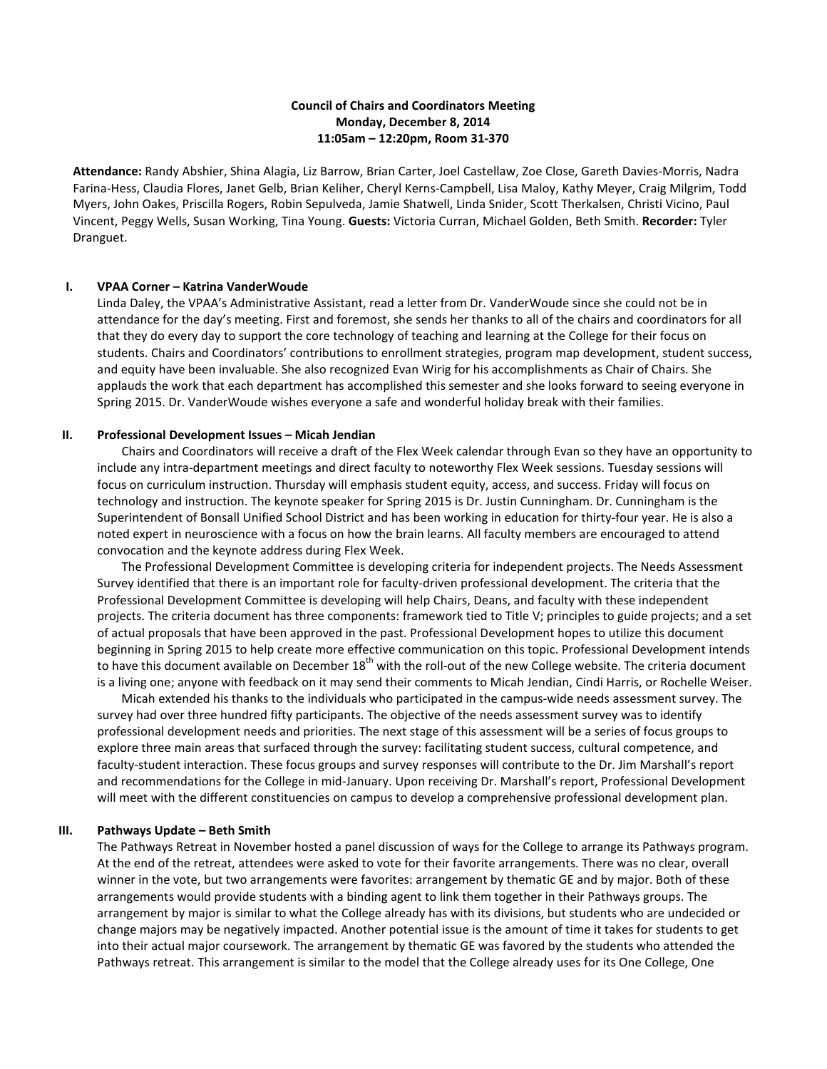**Council of Chairs and Coordinators Meeting**
**Monday, December 8, 2014**
**11:05am – 12:20pm, Room 31-370**

**Attendance:** Randy Abshier, Shina Alagia, Liz Barrow, Brian Carter, Joel Castellaw, Zoe Close, Gareth Davies-Morris, Nadra Farina-Hess, Claudia Flores, Janet Gelb, Brian Keliher, Cheryl Kerns-Campbell, Lisa Maloy, Kathy Meyer, Craig Milgrim, Todd Myers, John Oakes, Priscilla Rogers, Robin Sepulveda, Jamie Shatwell, Linda Snider, Scott Therkalsen, Christi Vicino, Paul Vincent, Peggy Wells, Susan Working, Tina Young. **Guests:** Victoria Curran, Michael Golden, Beth Smith. **Recorder:** Tyler Dranguet.

## I. VPAA Corner – Katrina VanderWoude

Linda Daley, the VPAA's Administrative Assistant, read a letter from Dr. VanderWoude since she could not be in attendance for the day's meeting. First and foremost, she sends her thanks to all of the chairs and coordinators for all that they do every day to support the core technology of teaching and learning at the College for their focus on students. Chairs and Coordinators' contributions to enrollment strategies, program map development, student success, and equity have been invaluable. She also recognized Evan Wirig for his accomplishments as Chair of Chairs. She applauds the work that each department has accomplished this semester and she looks forward to seeing everyone in Spring 2015. Dr. VanderWoude wishes everyone a safe and wonderful holiday break with their families.

## II. Professional Development Issues – Micah Jendian

Chairs and Coordinators will receive a draft of the Flex Week calendar through Evan so they have an opportunity to include any intra-department meetings and direct faculty to noteworthy Flex Week sessions. Tuesday sessions will focus on curriculum instruction. Thursday will emphasis student equity, access, and success. Friday will focus on technology and instruction. The keynote speaker for Spring 2015 is Dr. Justin Cunningham. Dr. Cunningham is the Superintendent of Bonsall Unified School District and has been working in education for thirty-four year. He is also a noted expert in neuroscience with a focus on how the brain learns. All faculty members are encouraged to attend convocation and the keynote address during Flex Week.

The Professional Development Committee is developing criteria for independent projects. The Needs Assessment Survey identified that there is an important role for faculty-driven professional development. The criteria that the Professional Development Committee is developing will help Chairs, Deans, and faculty with these independent projects. The criteria document has three components: framework tied to Title V; principles to guide projects; and a set of actual proposals that have been approved in the past. Professional Development hopes to utilize this document beginning in Spring 2015 to help create more effective communication on this topic. Professional Development intends to have this document available on December 18th with the roll-out of the new College website. The criteria document is a living one; anyone with feedback on it may send their comments to Micah Jendian, Cindi Harris, or Rochelle Weiser.

Micah extended his thanks to the individuals who participated in the campus-wide needs assessment survey. The survey had over three hundred fifty participants. The objective of the needs assessment survey was to identify professional development needs and priorities. The next stage of this assessment will be a series of focus groups to explore three main areas that surfaced through the survey: facilitating student success, cultural competence, and faculty-student interaction. These focus groups and survey responses will contribute to the Dr. Jim Marshall's report and recommendations for the College in mid-January. Upon receiving Dr. Marshall's report, Professional Development will meet with the different constituencies on campus to develop a comprehensive professional development plan.

## III. Pathways Update – Beth Smith

The Pathways Retreat in November hosted a panel discussion of ways for the College to arrange its Pathways program. At the end of the retreat, attendees were asked to vote for their favorite arrangements. There was no clear, overall winner in the vote, but two arrangements were favorites: arrangement by thematic GE and by major. Both of these arrangements would provide students with a binding agent to link them together in their Pathways groups. The arrangement by major is similar to what the College already has with its divisions, but students who are undecided or change majors may be negatively impacted. Another potential issue is the amount of time it takes for students to get into their actual major coursework. The arrangement by thematic GE was favored by the students who attended the Pathways retreat. This arrangement is similar to the model that the College already uses for its One College, One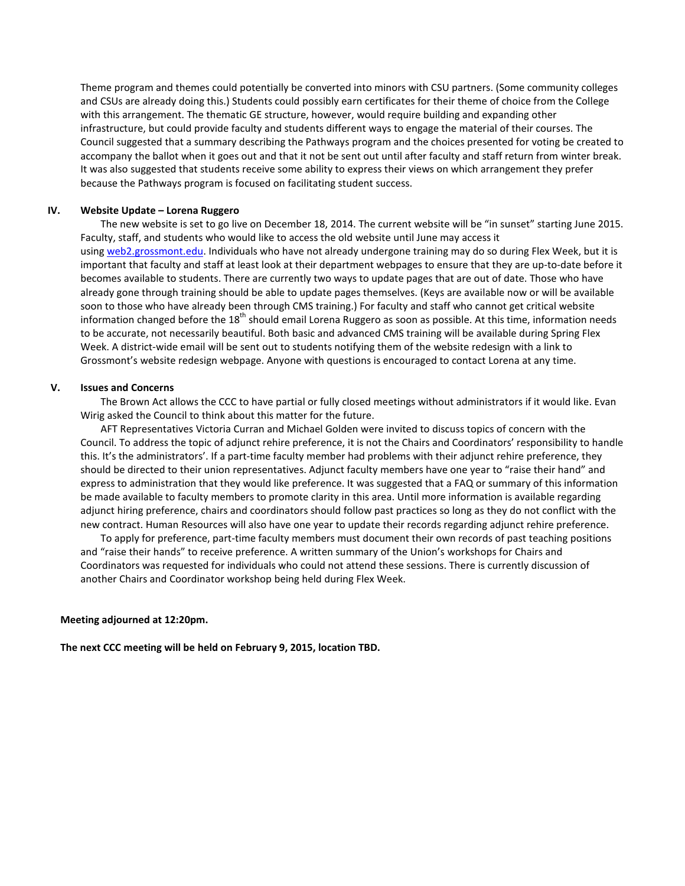Theme program and themes could potentially be converted into minors with CSU partners. (Some community colleges and CSUs are already doing this.) Students could possibly earn certificates for their theme of choice from the College with this arrangement. The thematic GE structure, however, would require building and expanding other infrastructure, but could provide faculty and students different ways to engage the material of their courses. The Council suggested that a summary describing the Pathways program and the choices presented for voting be created to accompany the ballot when it goes out and that it not be sent out until after faculty and staff return from winter break. It was also suggested that students receive some ability to express their views on which arrangement they prefer because the Pathways program is focused on facilitating student success.

**IV. Website Update – Lorena Ruggero**

The new website is set to go live on December 18, 2014. The current website will be "in sunset" starting June 2015. Faculty, staff, and students who would like to access the old website until June may access it using web2.grossmont.edu. Individuals who have not already undergone training may do so during Flex Week, but it is important that faculty and staff at least look at their department webpages to ensure that they are up-to-date before it becomes available to students. There are currently two ways to update pages that are out of date. Those who have already gone through training should be able to update pages themselves. (Keys are available now or will be available soon to those who have already been through CMS training.) For faculty and staff who cannot get critical website information changed before the 18th should email Lorena Ruggero as soon as possible. At this time, information needs to be accurate, not necessarily beautiful. Both basic and advanced CMS training will be available during Spring Flex Week. A district-wide email will be sent out to students notifying them of the website redesign with a link to Grossmont's website redesign webpage. Anyone with questions is encouraged to contact Lorena at any time.

**V. Issues and Concerns**

The Brown Act allows the CCC to have partial or fully closed meetings without administrators if it would like. Evan Wirig asked the Council to think about this matter for the future.

AFT Representatives Victoria Curran and Michael Golden were invited to discuss topics of concern with the Council. To address the topic of adjunct rehire preference, it is not the Chairs and Coordinators' responsibility to handle this. It's the administrators'. If a part-time faculty member had problems with their adjunct rehire preference, they should be directed to their union representatives. Adjunct faculty members have one year to "raise their hand" and express to administration that they would like preference. It was suggested that a FAQ or summary of this information be made available to faculty members to promote clarity in this area. Until more information is available regarding adjunct hiring preference, chairs and coordinators should follow past practices so long as they do not conflict with the new contract. Human Resources will also have one year to update their records regarding adjunct rehire preference.

To apply for preference, part-time faculty members must document their own records of past teaching positions and "raise their hands" to receive preference. A written summary of the Union's workshops for Chairs and Coordinators was requested for individuals who could not attend these sessions. There is currently discussion of another Chairs and Coordinator workshop being held during Flex Week.

**Meeting adjourned at 12:20pm.**

**The next CCC meeting will be held on February 9, 2015, location TBD.**